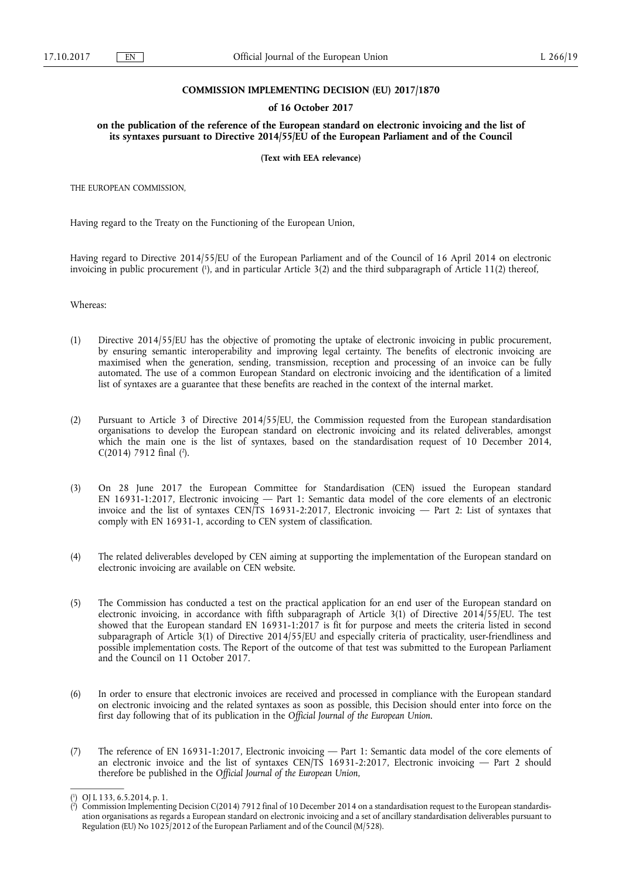# COMMISSION IMPLEMENTING DECISION (EU) 2017/1870

## of 16 October 2017

## on the publication of the reference of the European standard on electronic invoicing and the list of its syntaxes pursuant to Directive 2014/55/EU of the European Parliament and of the Council

**(Text with EEA relevance)**

THE EUROPEAN COMMISSION,

Having regard to the Treaty on the Functioning of the European Union,

Having regard to Directive 2014/55/EU of the European Parliament and of the Council of 16 April 2014 on electronic invoicing in public procurement [1], and in particular Article 3(2) and the third subparagraph of Article 11(2) thereof,

Whereas:

(1) Directive 2014/55/EU has the objective of promoting the uptake of electronic invoicing in public procurement, by ensuring semantic interoperability and improving legal certainty. The benefits of electronic invoicing are maximised when the generation, sending, transmission, reception and processing of an invoice can be fully automated. The use of a common European Standard on electronic invoicing and the identification of a limited list of syntaxes are a guarantee that these benefits are reached in the context of the internal market.

(2) Pursuant to Article 3 of Directive 2014/55/EU, the Commission requested from the European standardisation organisations to develop the European standard on electronic invoicing and its related deliverables, amongst which the main one is the list of syntaxes, based on the standardisation request of 10 December 2014, C(2014) 7912 final [2].

(3) On 28 June 2017 the European Committee for Standardisation (CEN) issued the European standard EN 16931-1:2017, Electronic invoicing — Part 1: Semantic data model of the core elements of an electronic invoice and the list of syntaxes CEN/TS 16931-2:2017, Electronic invoicing — Part 2: List of syntaxes that comply with EN 16931-1, according to CEN system of classification.

(4) The related deliverables developed by CEN aiming at supporting the implementation of the European standard on electronic invoicing are available on CEN website.

(5) The Commission has conducted a test on the practical application for an end user of the European standard on electronic invoicing, in accordance with fifth subparagraph of Article 3(1) of Directive 2014/55/EU. The test showed that the European standard EN 16931-1:2017 is fit for purpose and meets the criteria listed in second subparagraph of Article 3(1) of Directive 2014/55/EU and especially criteria of practicality, user-friendliness and possible implementation costs. The Report of the outcome of that test was submitted to the European Parliament and the Council on 11 October 2017.

(6) In order to ensure that electronic invoices are received and processed in compliance with the European standard on electronic invoicing and the related syntaxes as soon as possible, this Decision should enter into force on the first day following that of its publication in the *Official Journal of the European Union*.

(7) The reference of EN 16931-1:2017, Electronic invoicing — Part 1: Semantic data model of the core elements of an electronic invoice and the list of syntaxes CEN/TS 16931-2:2017, Electronic invoicing — Part 2 should therefore be published in the *Official Journal of the European Union*,

---

[1] OJ L 133, 6.5.2014, p. 1.

[2] Commission Implementing Decision C(2014) 7912 final of 10 December 2014 on a standardisation request to the European standardisation organisations as regards a European standard on electronic invoicing and a set of ancillary standardisation deliverables pursuant to Regulation (EU) No 1025/2012 of the European Parliament and of the Council (M/528).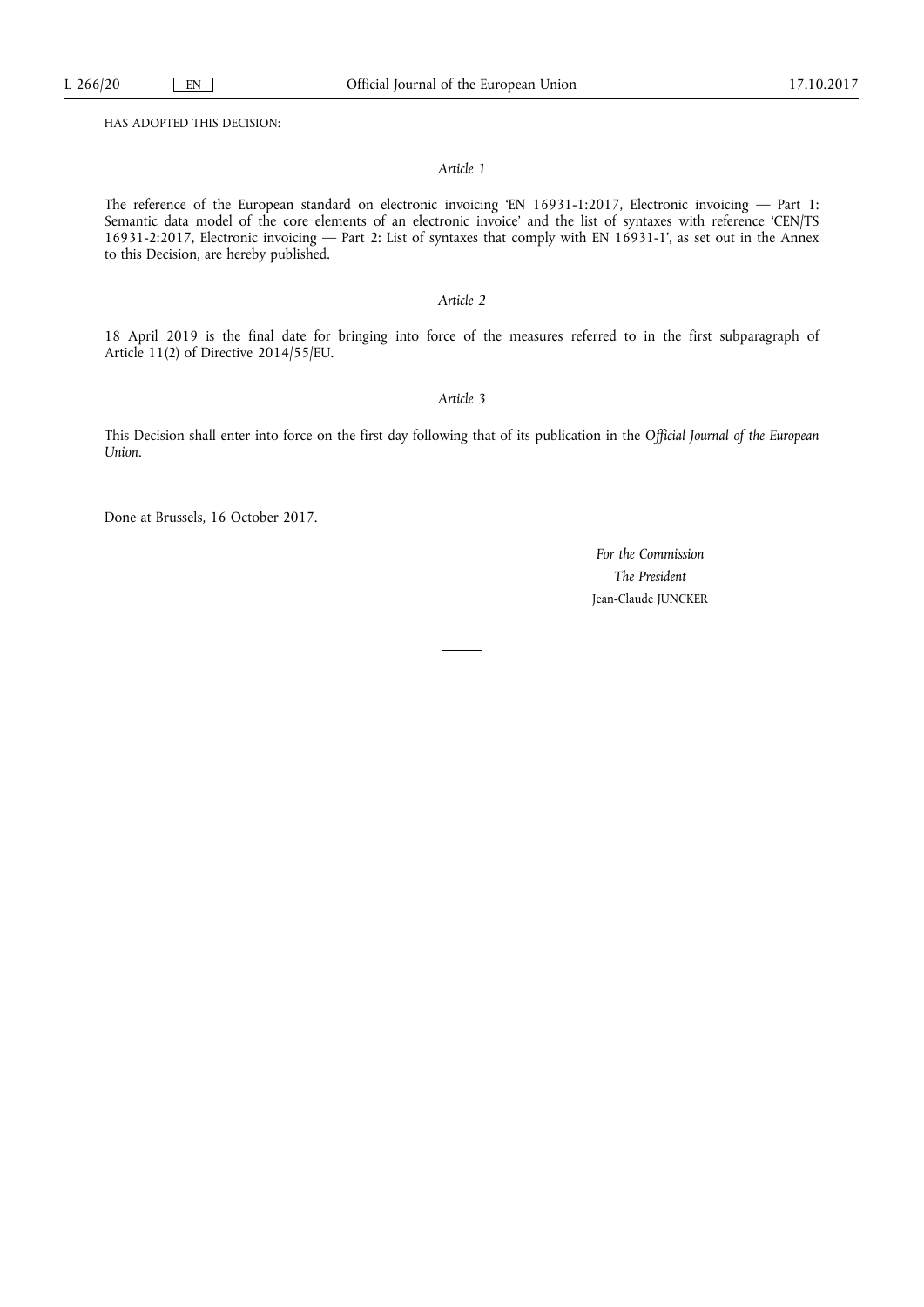HAS ADOPTED THIS DECISION:

*Article 1*

The reference of the European standard on electronic invoicing 'EN 16931-1:2017, Electronic invoicing — Part 1: Semantic data model of the core elements of an electronic invoice' and the list of syntaxes with reference 'CEN/TS 16931-2:2017, Electronic invoicing — Part 2: List of syntaxes that comply with EN 16931-1', as set out in the Annex to this Decision, are hereby published.

*Article 2*

18 April 2019 is the final date for bringing into force of the measures referred to in the first subparagraph of Article 11(2) of Directive 2014/55/EU.

*Article 3*

This Decision shall enter into force on the first day following that of its publication in the *Official Journal of the European Union*.

Done at Brussels, 16 October 2017.

*For the Commission*

*The President*

Jean-Claude JUNCKER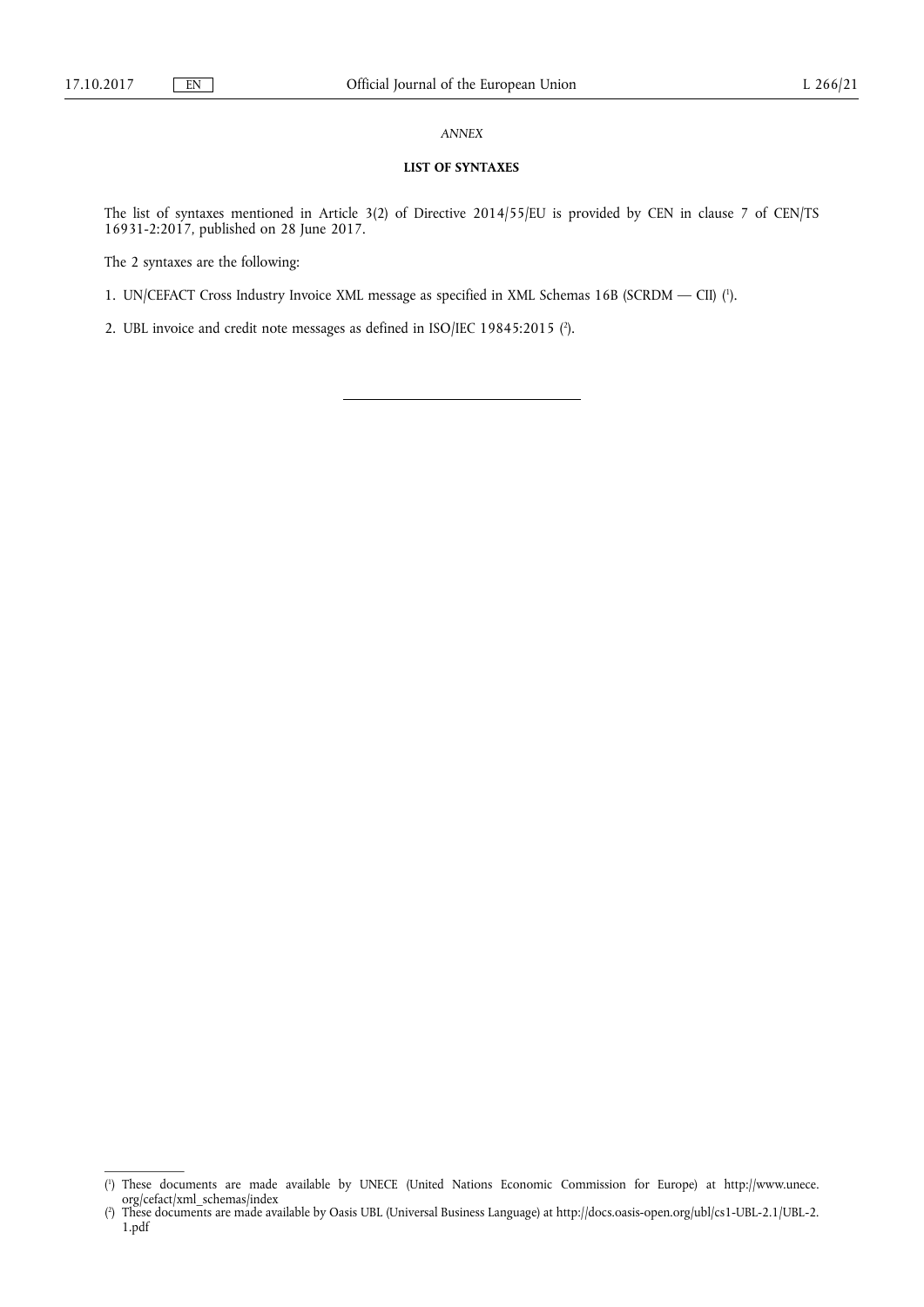*ANNEX*

**LIST OF SYNTAXES**

The list of syntaxes mentioned in Article 3(2) of Directive 2014/55/EU is provided by CEN in clause 7 of CEN/TS 16931-2:2017, published on 28 June 2017.

The 2 syntaxes are the following:

1. UN/CEFACT Cross Industry Invoice XML message as specified in XML Schemas 16B (SCRDM — CII) (1).

2. UBL invoice and credit note messages as defined in ISO/IEC 19845:2015 (2).

---

(1) These documents are made available by UNECE (United Nations Economic Commission for Europe) at http://www.unece.org/cefact/xml_schemas/index

(2) These documents are made available by Oasis UBL (Universal Business Language) at http://docs.oasis-open.org/ubl/cs1-UBL-2.1/UBL-2.1.pdf